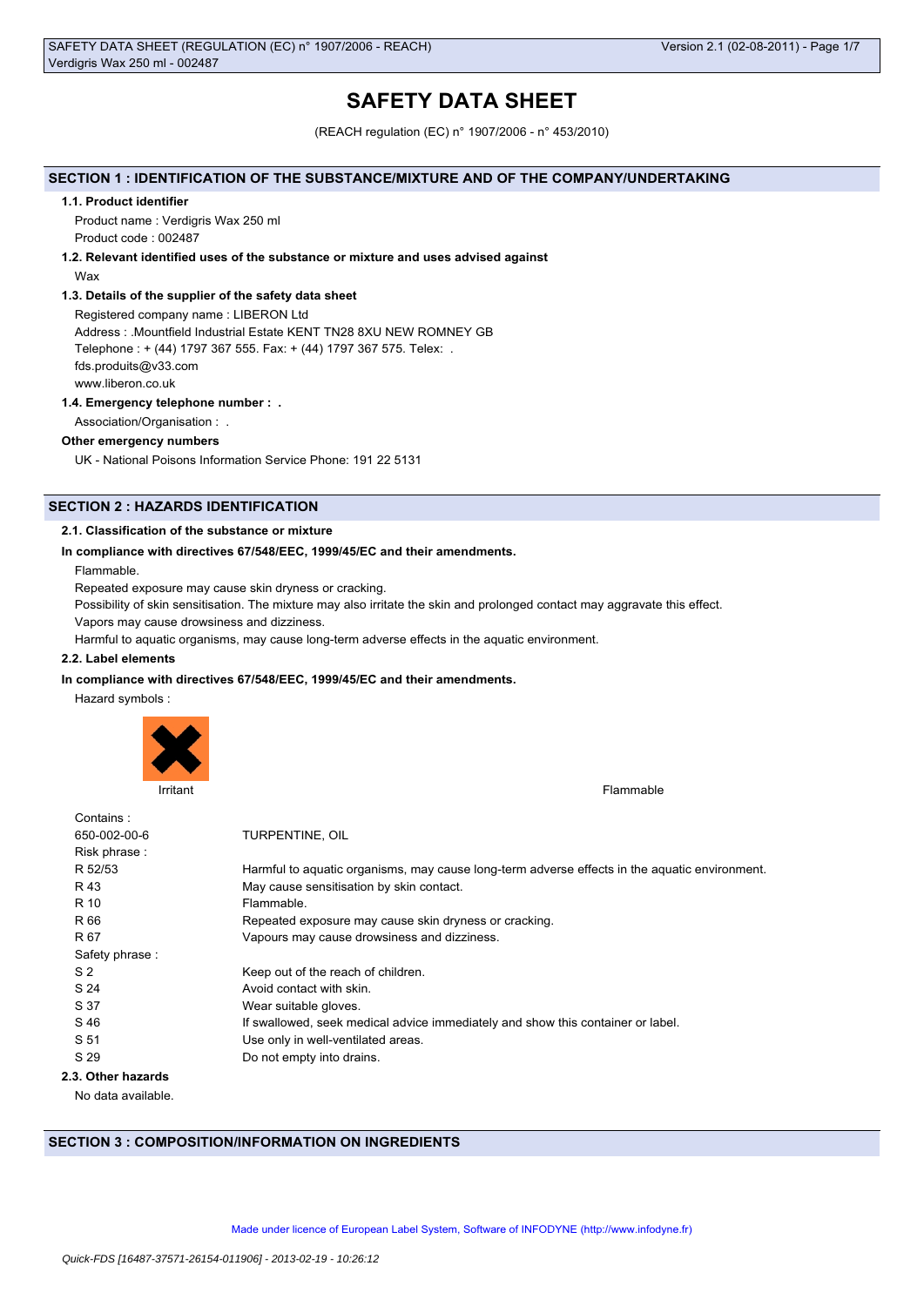# SAFETY DATA SHEET

(REACH regulation (EC) n° 1907/2006 - n° 453/2010)

## SECTION 1 : IDENTIFICATION OF THE SUBSTANCE/MIXTURE AND OF THE COMPANY/UNDERTAKING

### 1.1. Product identifier

Product name : Verdigris Wax 250 ml

Product code : 002487

### 1.2. Relevant identified uses of the substance or mixture and uses advised against

Wax

### 1.3. Details of the supplier of the safety data sheet

Registered company name : LIBERON Ltd

Address : .Mountfield Industrial Estate KENT TN28 8XU NEW ROMNEY GB

Telephone : + (44) 1797 367 555. Fax: + (44) 1797 367 575. Telex: .

fds.produits@v33.com

www.liberon.co.uk

### 1.4. Emergency telephone number : .

Association/Organisation : .

**Other emergency numbers**

UK - National Poisons Information Service Phone: 191 22 5131

## SECTION 2 : HAZARDS IDENTIFICATION

### 2.1. Classification of the substance or mixture

**In compliance with directives 67/548/EEC, 1999/45/EC and their amendments.**

Flammable.

Repeated exposure may cause skin dryness or cracking.

Possibility of skin sensitisation. The mixture may also irritate the skin and prolonged contact may aggravate this effect.

Vapors may cause drowsiness and dizziness.

Harmful to aquatic organisms, may cause long-term adverse effects in the aquatic environment.

### 2.2. Label elements

**In compliance with directives 67/548/EEC, 1999/45/EC and their amendments.**

Hazard symbols :

Irritant

Flammable

| | |
|---|---|
| Contains : | |
| 650-002-00-6 | TURPENTINE, OIL |
| Risk phrase : | |
| R 52/53 | Harmful to aquatic organisms, may cause long-term adverse effects in the aquatic environment. |
| R 43 | May cause sensitisation by skin contact. |
| R 10 | Flammable. |
| R 66 | Repeated exposure may cause skin dryness or cracking. |
| R 67 | Vapours may cause drowsiness and dizziness. |
| Safety phrase : | |
| S 2 | Keep out of the reach of children. |
| S 24 | Avoid contact with skin. |
| S 37 | Wear suitable gloves. |
| S 46 | If swallowed, seek medical advice immediately and show this container or label. |
| S 51 | Use only in well-ventilated areas. |
| S 29 | Do not empty into drains. |

### 2.3. Other hazards

No data available.

## SECTION 3 : COMPOSITION/INFORMATION ON INGREDIENTS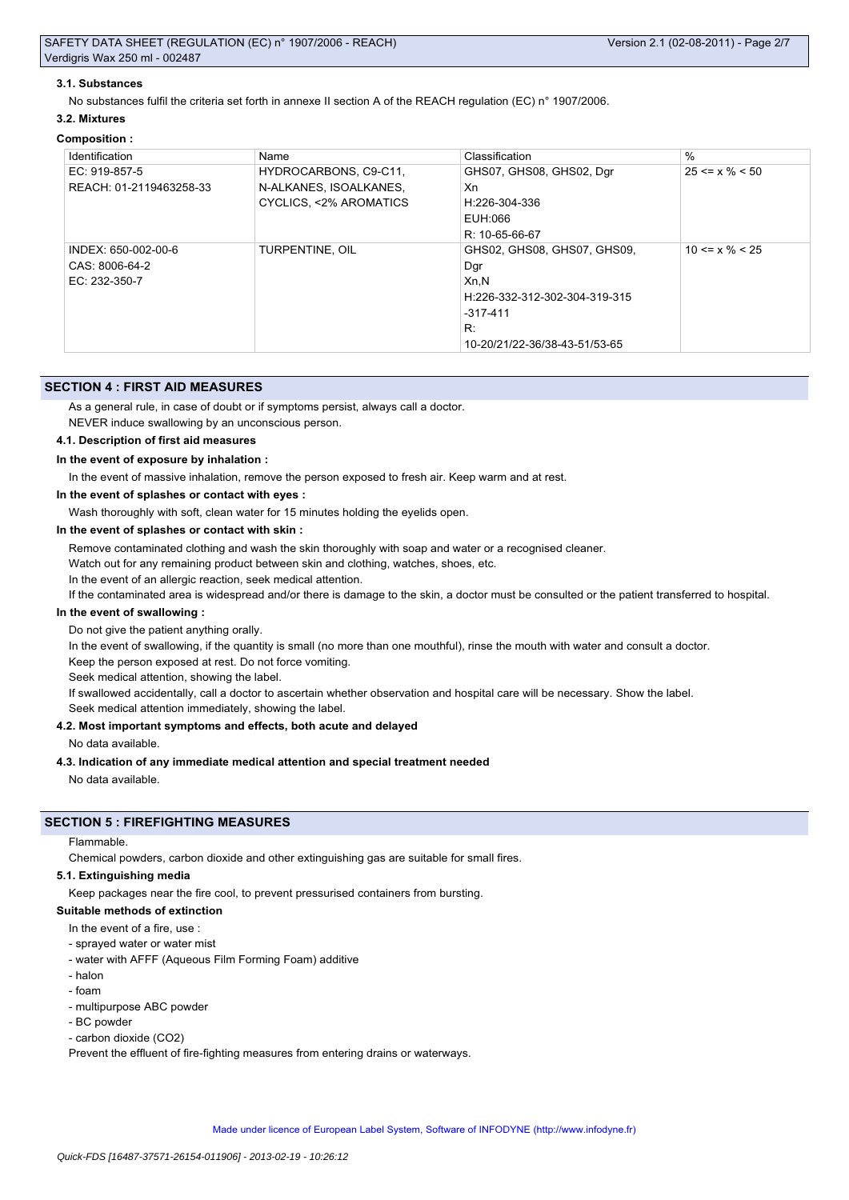#### 3.1. Substances

No substances fulfil the criteria set forth in annexe II section A of the REACH regulation (EC) n° 1907/2006.

#### 3.2. Mixtures

**Composition :**

| Identification | Name | Classification | % |
|---|---|---|---|
| EC: 919-857-5<br>REACH: 01-2119463258-33 | HYDROCARBONS, C9-C11, N-ALKANES, ISOALKANES, CYCLICS, <2% AROMATICS | GHS07, GHS08, GHS02, Dgr<br>Xn<br>H:226-304-336<br>EUH:066<br>R: 10-65-66-67 | 25 <= x % < 50 |
| INDEX: 650-002-00-6<br>CAS: 8006-64-2<br>EC: 232-350-7 | TURPENTINE, OIL | GHS02, GHS08, GHS07, GHS09, Dgr<br>Xn,N<br>H:226-332-312-302-304-319-315-317-411<br>R: 10-20/21/22-36/38-43-51/53-65 | 10 <= x % < 25 |

## SECTION 4 : FIRST AID MEASURES

As a general rule, in case of doubt or if symptoms persist, always call a doctor.

NEVER induce swallowing by an unconscious person.

#### 4.1. Description of first aid measures

**In the event of exposure by inhalation :**

In the event of massive inhalation, remove the person exposed to fresh air. Keep warm and at rest.

**In the event of splashes or contact with eyes :**

Wash thoroughly with soft, clean water for 15 minutes holding the eyelids open.

**In the event of splashes or contact with skin :**

Remove contaminated clothing and wash the skin thoroughly with soap and water or a recognised cleaner.

Watch out for any remaining product between skin and clothing, watches, shoes, etc.

In the event of an allergic reaction, seek medical attention.

If the contaminated area is widespread and/or there is damage to the skin, a doctor must be consulted or the patient transferred to hospital.

**In the event of swallowing :**

Do not give the patient anything orally.

In the event of swallowing, if the quantity is small (no more than one mouthful), rinse the mouth with water and consult a doctor.

Keep the person exposed at rest. Do not force vomiting.

Seek medical attention, showing the label.

If swallowed accidentally, call a doctor to ascertain whether observation and hospital care will be necessary. Show the label.

Seek medical attention immediately, showing the label.

#### 4.2. Most important symptoms and effects, both acute and delayed

No data available.

#### 4.3. Indication of any immediate medical attention and special treatment needed

No data available.

## SECTION 5 : FIREFIGHTING MEASURES

Flammable.

Chemical powders, carbon dioxide and other extinguishing gas are suitable for small fires.

#### 5.1. Extinguishing media

Keep packages near the fire cool, to prevent pressurised containers from bursting.

**Suitable methods of extinction**

In the event of a fire, use :

- sprayed water or water mist
- water with AFFF (Aqueous Film Forming Foam) additive
- halon
- foam
- multipurpose ABC powder
- BC powder
- carbon dioxide ($CO_2$)

Prevent the effluent of fire-fighting measures from entering drains or waterways.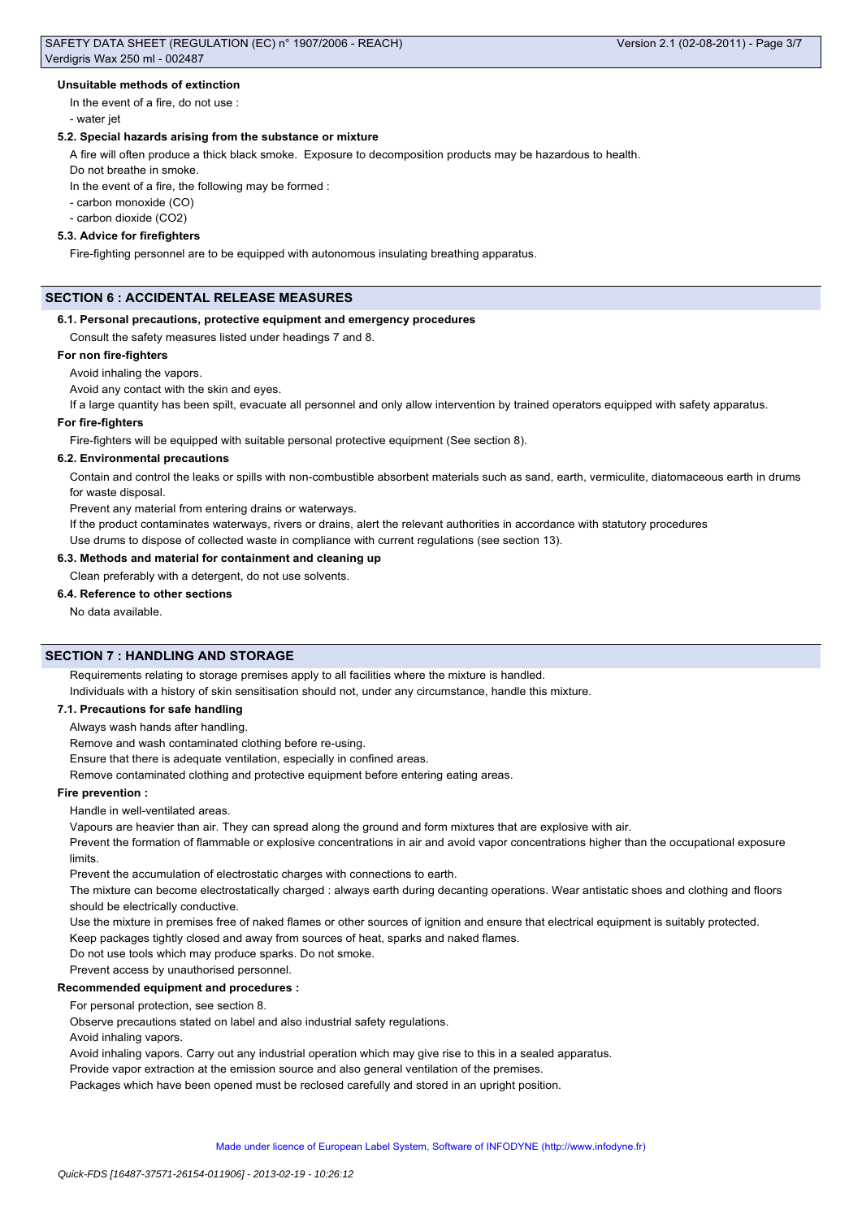#### Unsuitable methods of extinction

In the event of a fire, do not use :

- water jet

#### 5.2. Special hazards arising from the substance or mixture

A fire will often produce a thick black smoke. Exposure to decomposition products may be hazardous to health.

Do not breathe in smoke.

In the event of a fire, the following may be formed :

- carbon monoxide (CO)
- carbon dioxide ($CO_2$)

#### 5.3. Advice for firefighters

Fire-fighting personnel are to be equipped with autonomous insulating breathing apparatus.

## SECTION 6 : ACCIDENTAL RELEASE MEASURES

#### 6.1. Personal precautions, protective equipment and emergency procedures

Consult the safety measures listed under headings 7 and 8.

#### For non fire-fighters

Avoid inhaling the vapors.

Avoid any contact with the skin and eyes.

If a large quantity has been spilt, evacuate all personnel and only allow intervention by trained operators equipped with safety apparatus.

#### For fire-fighters

Fire-fighters will be equipped with suitable personal protective equipment (See section 8).

#### 6.2. Environmental precautions

Contain and control the leaks or spills with non-combustible absorbent materials such as sand, earth, vermiculite, diatomaceous earth in drums for waste disposal.

Prevent any material from entering drains or waterways.

If the product contaminates waterways, rivers or drains, alert the relevant authorities in accordance with statutory procedures

Use drums to dispose of collected waste in compliance with current regulations (see section 13).

#### 6.3. Methods and material for containment and cleaning up

Clean preferably with a detergent, do not use solvents.

#### 6.4. Reference to other sections

No data available.

## SECTION 7 : HANDLING AND STORAGE

Requirements relating to storage premises apply to all facilities where the mixture is handled.

Individuals with a history of skin sensitisation should not, under any circumstance, handle this mixture.

#### 7.1. Precautions for safe handling

Always wash hands after handling.

Remove and wash contaminated clothing before re-using.

Ensure that there is adequate ventilation, especially in confined areas.

Remove contaminated clothing and protective equipment before entering eating areas.

#### Fire prevention :

Handle in well-ventilated areas.

Vapours are heavier than air. They can spread along the ground and form mixtures that are explosive with air.

Prevent the formation of flammable or explosive concentrations in air and avoid vapor concentrations higher than the occupational exposure limits.

Prevent the accumulation of electrostatic charges with connections to earth.

The mixture can become electrostatically charged : always earth during decanting operations. Wear antistatic shoes and clothing and floors should be electrically conductive.

Use the mixture in premises free of naked flames or other sources of ignition and ensure that electrical equipment is suitably protected.

Keep packages tightly closed and away from sources of heat, sparks and naked flames.

Do not use tools which may produce sparks. Do not smoke.

Prevent access by unauthorised personnel.

#### Recommended equipment and procedures :

For personal protection, see section 8.

Observe precautions stated on label and also industrial safety regulations.

Avoid inhaling vapors.

Avoid inhaling vapors. Carry out any industrial operation which may give rise to this in a sealed apparatus.

Provide vapor extraction at the emission source and also general ventilation of the premises.

Packages which have been opened must be reclosed carefully and stored in an upright position.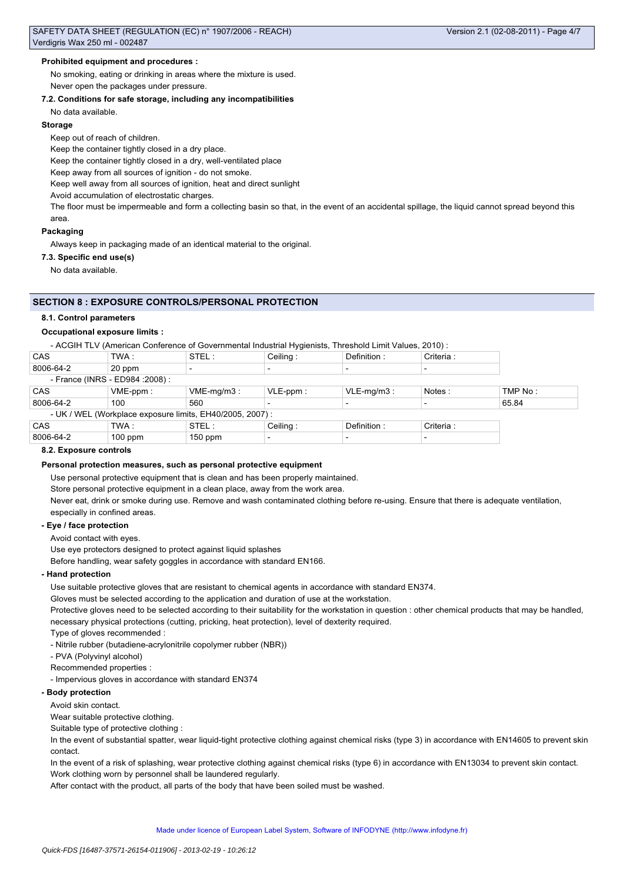**Prohibited equipment and procedures :**

No smoking, eating or drinking in areas where the mixture is used.

Never open the packages under pressure.

**7.2. Conditions for safe storage, including any incompatibilities**

No data available.

**Storage**

Keep out of reach of children.

Keep the container tightly closed in a dry place.

Keep the container tightly closed in a dry, well-ventilated place

Keep away from all sources of ignition - do not smoke.

Keep well away from all sources of ignition, heat and direct sunlight

Avoid accumulation of electrostatic charges.

The floor must be impermeable and form a collecting basin so that, in the event of an accidental spillage, the liquid cannot spread beyond this area.

**Packaging**

Always keep in packaging made of an identical material to the original.

**7.3. Specific end use(s)**

No data available.

## SECTION 8 : EXPOSURE CONTROLS/PERSONAL PROTECTION

**8.1. Control parameters**

**Occupational exposure limits :**

- ACGIH TLV (American Conference of Governmental Industrial Hygienists, Threshold Limit Values, 2010) :

| CAS | TWA : | STEL : | Ceiling : | Definition : | Criteria : |
|---|---|---|---|---|---|
| 8006-64-2 | 20 ppm | - | - | - | - |

- France (INRS - ED984 :2008) :

| CAS | VME-ppm : | VME-mg/m3 : | VLE-ppm : | VLE-mg/m3 : | Notes : | TMP No : |
|---|---|---|---|---|---|---|
| 8006-64-2 | 100 | 560 | - | - | - | 65.84 |

- UK / WEL (Workplace exposure limits, EH40/2005, 2007) :

| CAS | TWA : | STEL : | Ceiling : | Definition : | Criteria : |
|---|---|---|---|---|---|
| 8006-64-2 | 100 ppm | 150 ppm | - | - | - |

**8.2. Exposure controls**

**Personal protection measures, such as personal protective equipment**

Use personal protective equipment that is clean and has been properly maintained.

Store personal protective equipment in a clean place, away from the work area.

Never eat, drink or smoke during use. Remove and wash contaminated clothing before re-using. Ensure that there is adequate ventilation, especially in confined areas.

**- Eye / face protection**

Avoid contact with eyes.

Use eye protectors designed to protect against liquid splashes

Before handling, wear safety goggles in accordance with standard EN166.

**- Hand protection**

Use suitable protective gloves that are resistant to chemical agents in accordance with standard EN374.

Gloves must be selected according to the application and duration of use at the workstation.

Protective gloves need to be selected according to their suitability for the workstation in question : other chemical products that may be handled, necessary physical protections (cutting, pricking, heat protection), level of dexterity required.

Type of gloves recommended :

- Nitrile rubber (butadiene-acrylonitrile copolymer rubber (NBR))
- PVA (Polyvinyl alcohol)

Recommended properties :

- Impervious gloves in accordance with standard EN374

**- Body protection**

Avoid skin contact.

Wear suitable protective clothing.

Suitable type of protective clothing :

In the event of substantial spatter, wear liquid-tight protective clothing against chemical risks (type 3) in accordance with EN14605 to prevent skin contact.

In the event of a risk of splashing, wear protective clothing against chemical risks (type 6) in accordance with EN13034 to prevent skin contact.

Work clothing worn by personnel shall be laundered regularly.

After contact with the product, all parts of the body that have been soiled must be washed.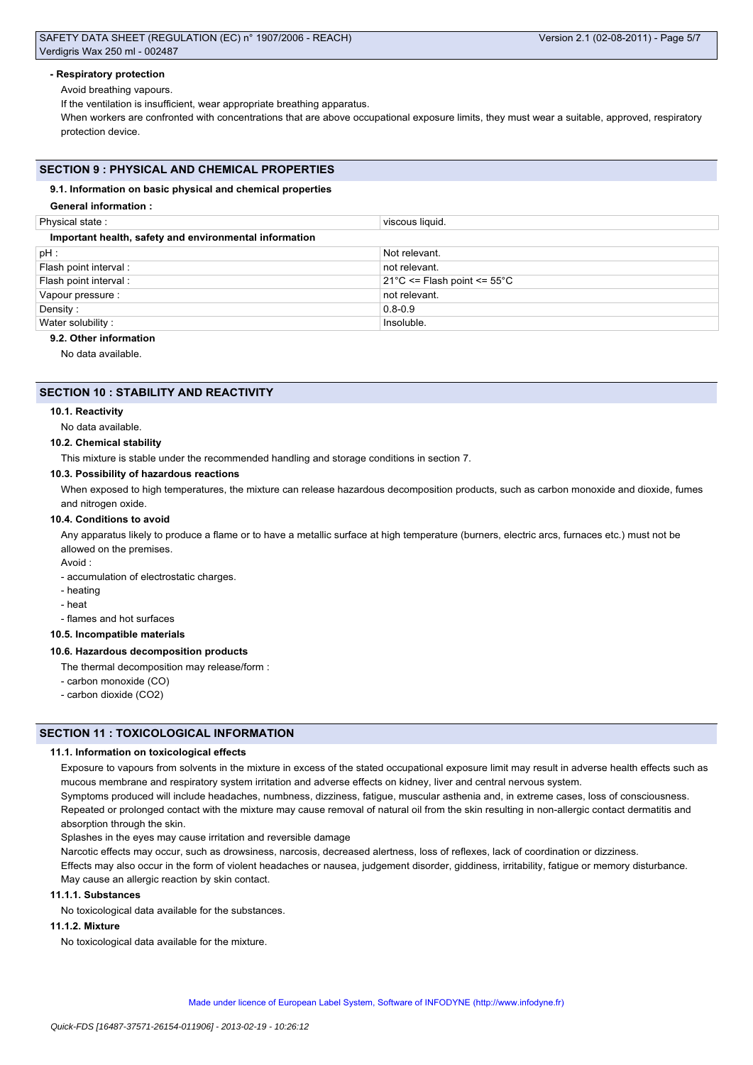**- Respiratory protection**

Avoid breathing vapours.

If the ventilation is insufficient, wear appropriate breathing apparatus.

When workers are confronted with concentrations that are above occupational exposure limits, they must wear a suitable, approved, respiratory protection device.

## SECTION 9 : PHYSICAL AND CHEMICAL PROPERTIES

### 9.1. Information on basic physical and chemical properties

**General information :**

| Physical state : | viscous liquid. |
|---|---|

**Important health, safety and environmental information**

| pH : | Not relevant. |
|---|---|
| Flash point interval : | not relevant. |
| Flash point interval : | 21°C <= Flash point <= 55°C |
| Vapour pressure : | not relevant. |
| Density : | 0.8-0.9 |
| Water solubility : | Insoluble. |

### 9.2. Other information

No data available.

## SECTION 10 : STABILITY AND REACTIVITY

### 10.1. Reactivity

No data available.

### 10.2. Chemical stability

This mixture is stable under the recommended handling and storage conditions in section 7.

### 10.3. Possibility of hazardous reactions

When exposed to high temperatures, the mixture can release hazardous decomposition products, such as carbon monoxide and dioxide, fumes and nitrogen oxide.

### 10.4. Conditions to avoid

Any apparatus likely to produce a flame or to have a metallic surface at high temperature (burners, electric arcs, furnaces etc.) must not be allowed on the premises.

Avoid :

- accumulation of electrostatic charges.
- heating
- heat
- flames and hot surfaces

### 10.5. Incompatible materials

### 10.6. Hazardous decomposition products

The thermal decomposition may release/form :

- carbon monoxide (CO)
- carbon dioxide ($CO_2$)

## SECTION 11 : TOXICOLOGICAL INFORMATION

### 11.1. Information on toxicological effects

Exposure to vapours from solvents in the mixture in excess of the stated occupational exposure limit may result in adverse health effects such as mucous membrane and respiratory system irritation and adverse effects on kidney, liver and central nervous system.

Symptoms produced will include headaches, numbness, dizziness, fatigue, muscular asthenia and, in extreme cases, loss of consciousness.

Repeated or prolonged contact with the mixture may cause removal of natural oil from the skin resulting in non-allergic contact dermatitis and absorption through the skin.

Splashes in the eyes may cause irritation and reversible damage

Narcotic effects may occur, such as drowsiness, narcosis, decreased alertness, loss of reflexes, lack of coordination or dizziness.

Effects may also occur in the form of violent headaches or nausea, judgement disorder, giddiness, irritability, fatigue or memory disturbance.

May cause an allergic reaction by skin contact.

#### 11.1.1. Substances

No toxicological data available for the substances.

#### 11.1.2. Mixture

No toxicological data available for the mixture.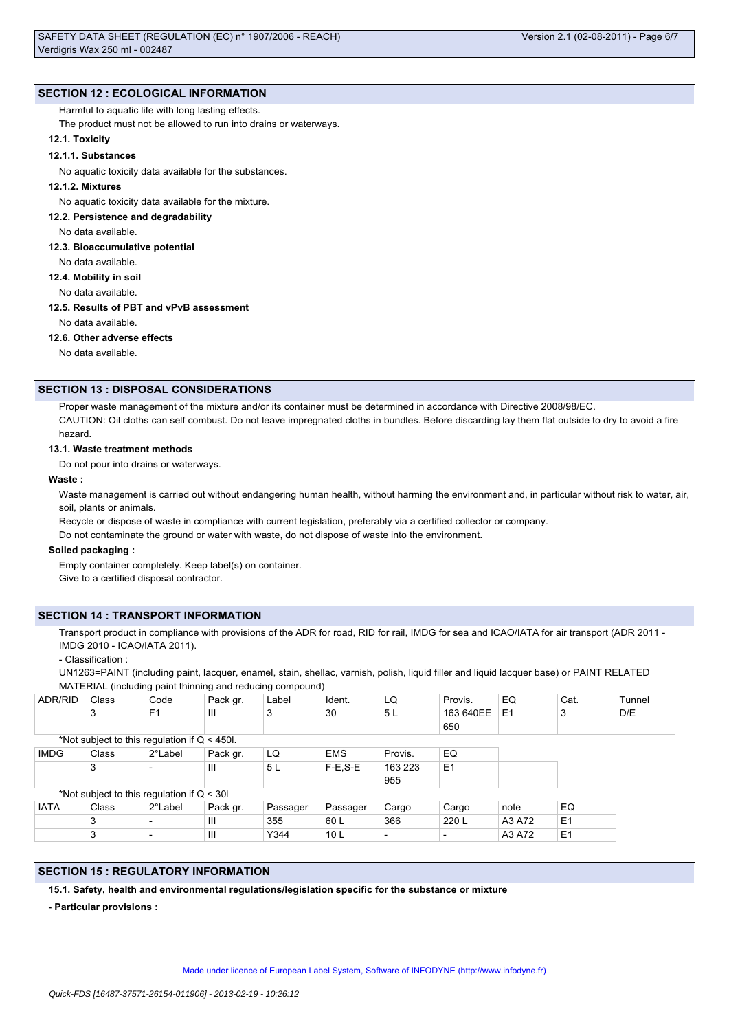## SECTION 12 : ECOLOGICAL INFORMATION

Harmful to aquatic life with long lasting effects.

The product must not be allowed to run into drains or waterways.

### 12.1. Toxicity

#### 12.1.1. Substances

No aquatic toxicity data available for the substances.

#### 12.1.2. Mixtures

No aquatic toxicity data available for the mixture.

### 12.2. Persistence and degradability

No data available.

### 12.3. Bioaccumulative potential

No data available.

### 12.4. Mobility in soil

No data available.

### 12.5. Results of PBT and vPvB assessment

No data available.

### 12.6. Other adverse effects

No data available.

## SECTION 13 : DISPOSAL CONSIDERATIONS

Proper waste management of the mixture and/or its container must be determined in accordance with Directive 2008/98/EC.

CAUTION: Oil cloths can self combust. Do not leave impregnated cloths in bundles. Before discarding lay them flat outside to dry to avoid a fire hazard.

### 13.1. Waste treatment methods

Do not pour into drains or waterways.

**Waste :**

Waste management is carried out without endangering human health, without harming the environment and, in particular without risk to water, air, soil, plants or animals.

Recycle or dispose of waste in compliance with current legislation, preferably via a certified collector or company.

Do not contaminate the ground or water with waste, do not dispose of waste into the environment.

**Soiled packaging :**

Empty container completely. Keep label(s) on container.

Give to a certified disposal contractor.

## SECTION 14 : TRANSPORT INFORMATION

Transport product in compliance with provisions of the ADR for road, RID for rail, IMDG for sea and ICAO/IATA for air transport (ADR 2011 - IMDG 2010 - ICAO/IATA 2011).

- Classification :

UN1263=PAINT (including paint, lacquer, enamel, stain, shellac, varnish, polish, liquid filler and liquid lacquer base) or PAINT RELATED MATERIAL (including paint thinning and reducing compound)

| ADR/RID | Class | Code | Pack gr. | Label | Ident. | LQ | Provis. | EQ | Cat. | Tunnel |
|---|---|---|---|---|---|---|---|---|---|---|
| | 3 | F1 | III | 3 | 30 | 5 L | 163 640EE 650 | E1 | 3 | D/E |

*Not subject to this regulation if Q < 450l.

| IMDG | Class | 2°Label | Pack gr. | LQ | EMS | Provis. | EQ |
|---|---|---|---|---|---|---|---|
| | 3 | - | III | 5 L | F-E,S-E | 163 223 955 | E1 |

*Not subject to this regulation if Q < 30l

| IATA | Class | 2°Label | Pack gr. | Passager | Passager | Cargo | Cargo | note | EQ |
|---|---|---|---|---|---|---|---|---|---|
| | 3 | - | III | 355 | 60 L | 366 | 220 L | A3 A72 | E1 |
| | 3 | - | III | Y344 | 10 L | - | - | A3 A72 | E1 |

## SECTION 15 : REGULATORY INFORMATION

**15.1. Safety, health and environmental regulations/legislation specific for the substance or mixture**

**- Particular provisions :**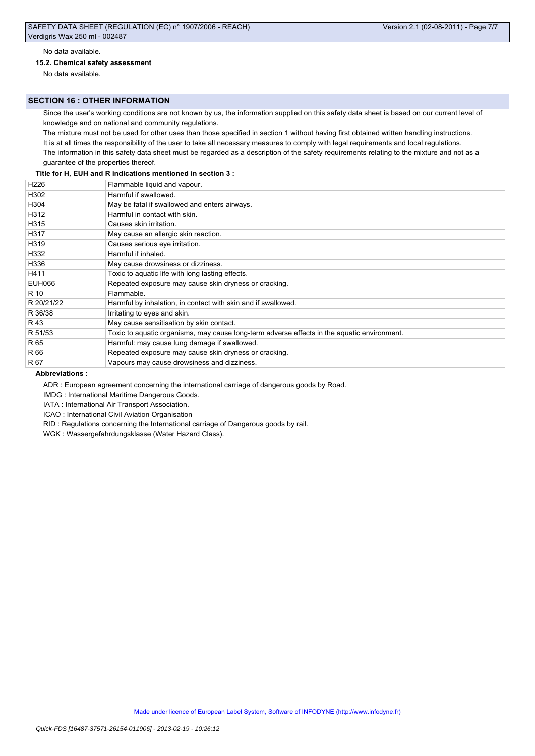No data available.

**15.2. Chemical safety assessment**

No data available.

## SECTION 16 : OTHER INFORMATION

Since the user's working conditions are not known by us, the information supplied on this safety data sheet is based on our current level of knowledge and on national and community regulations.

The mixture must not be used for other uses than those specified in section 1 without having first obtained written handling instructions.

It is at all times the responsibility of the user to take all necessary measures to comply with legal requirements and local regulations.

The information in this safety data sheet must be regarded as a description of the safety requirements relating to the mixture and not as a guarantee of the properties thereof.

**Title for H, EUH and R indications mentioned in section 3 :**

| | |
|---|---|
| H226 | Flammable liquid and vapour. |
| H302 | Harmful if swallowed. |
| H304 | May be fatal if swallowed and enters airways. |
| H312 | Harmful in contact with skin. |
| H315 | Causes skin irritation. |
| H317 | May cause an allergic skin reaction. |
| H319 | Causes serious eye irritation. |
| H332 | Harmful if inhaled. |
| H336 | May cause drowsiness or dizziness. |
| H411 | Toxic to aquatic life with long lasting effects. |
| EUH066 | Repeated exposure may cause skin dryness or cracking. |
| R 10 | Flammable. |
| R 20/21/22 | Harmful by inhalation, in contact with skin and if swallowed. |
| R 36/38 | Irritating to eyes and skin. |
| R 43 | May cause sensitisation by skin contact. |
| R 51/53 | Toxic to aquatic organisms, may cause long-term adverse effects in the aquatic environment. |
| R 65 | Harmful: may cause lung damage if swallowed. |
| R 66 | Repeated exposure may cause skin dryness or cracking. |
| R 67 | Vapours may cause drowsiness and dizziness. |

**Abbreviations :**

ADR : European agreement concerning the international carriage of dangerous goods by Road.

IMDG : International Maritime Dangerous Goods.

IATA : International Air Transport Association.

ICAO : International Civil Aviation Organisation

RID : Regulations concerning the International carriage of Dangerous goods by rail.

WGK : Wassergefahrdungsklasse (Water Hazard Class).